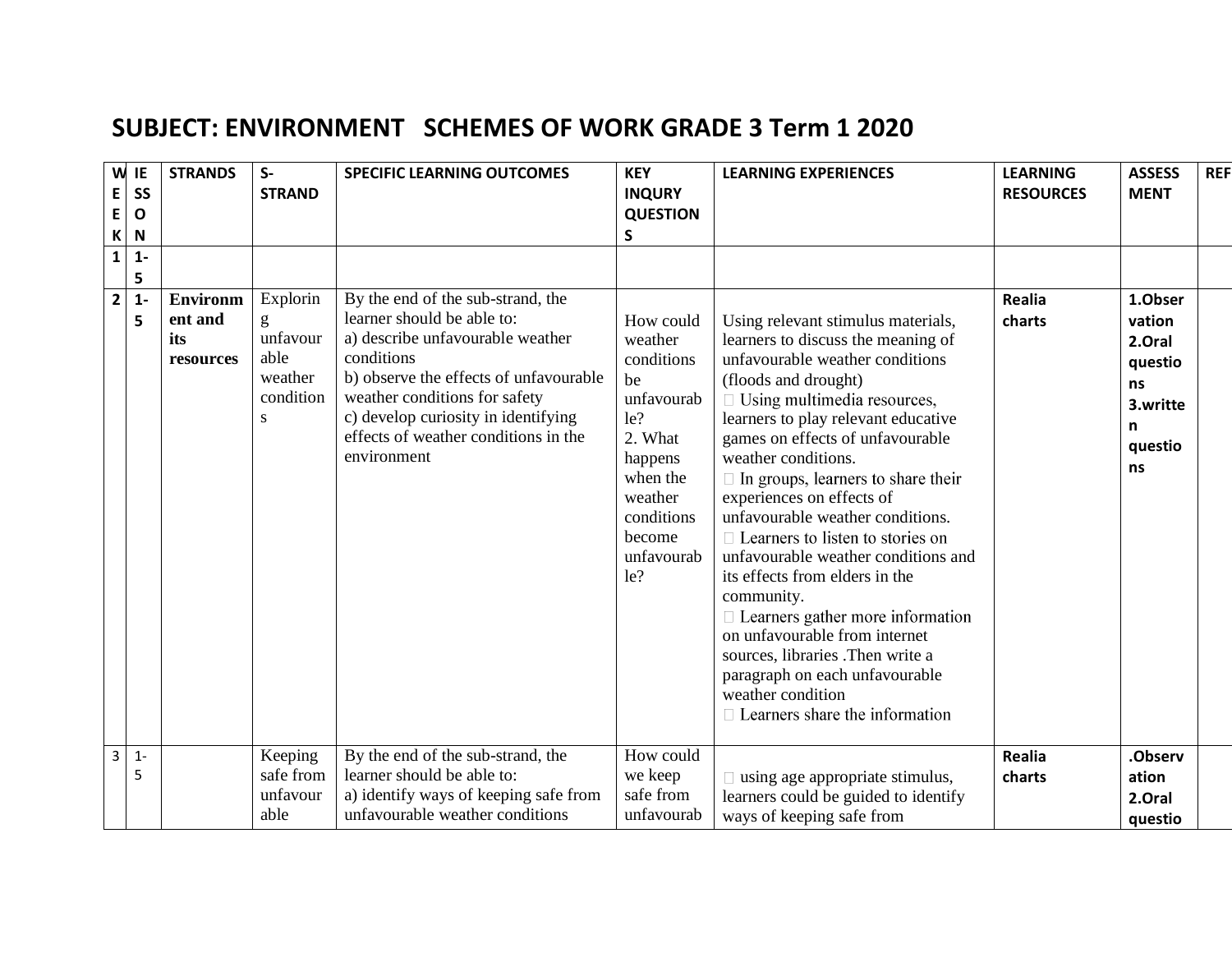# SUBJECT: ENVIRONMENT SCHEMES OF WORK GRADE 3 Term 1 2020

| WEEK | LESSON | STRANDS | S-STRAND | SPECIFIC LEARNING OUTCOMES | KEY INQURY QUESTIONS | LEARNING EXPERIENCES | LEARNING RESOURCES | ASSESSMENT | REF |
|---|---|---|---|---|---|---|---|---|---|
| 1 | 1-5 | | | | | | | | |
| 2 | 1-5 | **Environment and its resources** | Exploring unfavourable weather conditions | By the end of the sub-strand, the learner should be able to:<br>a) describe unfavourable weather conditions<br>b) observe the effects of unfavourable weather conditions for safety<br>c) develop curiosity in identifying effects of weather conditions in the environment | How could weather conditions be unfavourable?<br>2. What happens when the weather conditions become unfavourable? | Using relevant stimulus materials, learners to discuss the meaning of unfavourable weather conditions (floods and drought)<br> Using multimedia resources, learners to play relevant educative games on effects of unfavourable weather conditions.<br> In groups, learners to share their experiences on effects of unfavourable weather conditions.<br> Learners to listen to stories on unfavourable weather conditions and its effects from elders in the community.<br> Learners gather more information on unfavourable from internet sources, libraries .Then write a paragraph on each unfavourable weather condition<br> Learners share the information | **Realia charts** | **1.Observation 2.Oral questions 3.written questions** | |
| 3 | 1-5 | | Keeping safe from unfavourable | By the end of the sub-strand, the learner should be able to:<br>a) identify ways of keeping safe from unfavourable weather conditions | How could we keep safe from unfavourab | using age appropriate stimulus, learners could be guided to identify ways of keeping safe from | **Realia charts** | **.Observation 2.Oral questio** | |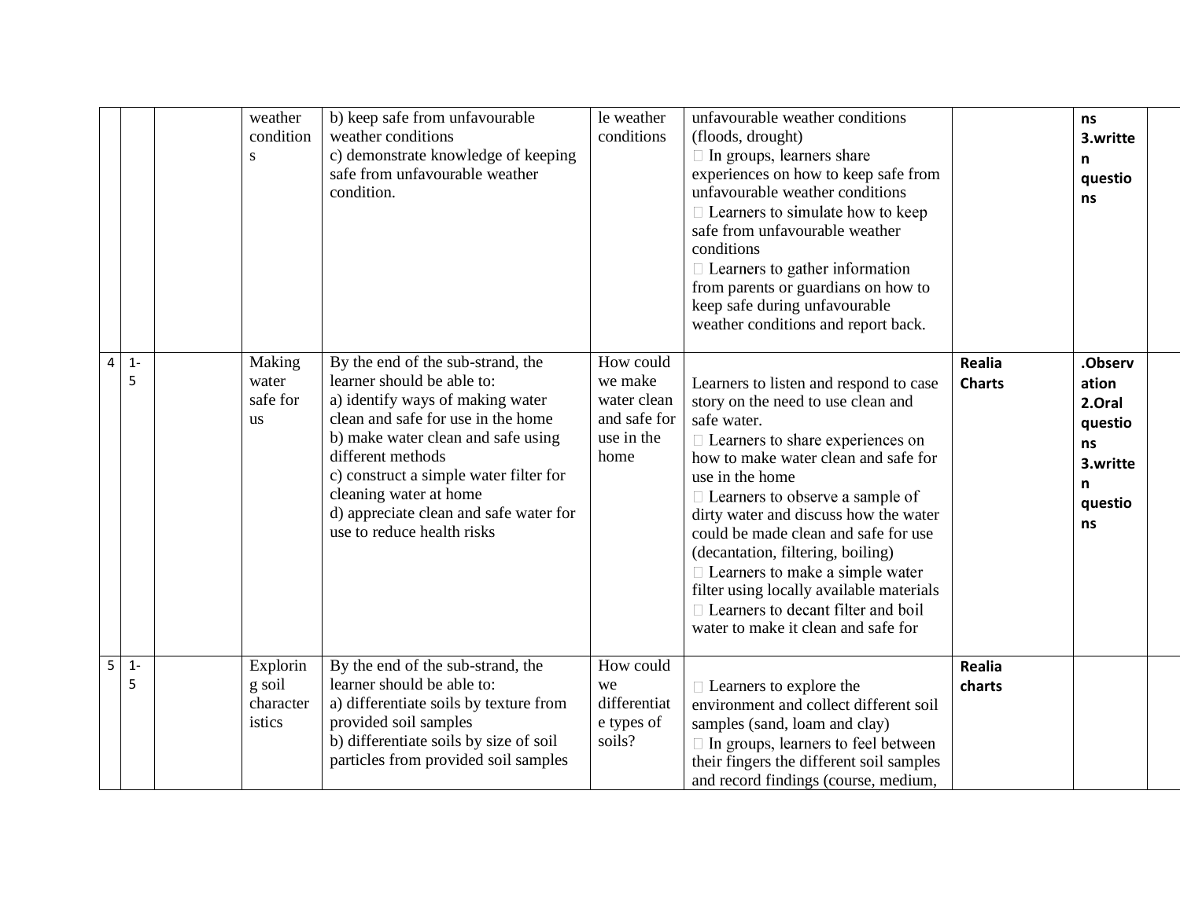|  |  |  |  |  |  |  |  |  |  |
|---|---|---|---|---|---|---|---|---|---|
|  |  |  | weather conditions | b) keep safe from unfavourable weather conditions<br>c) demonstrate knowledge of keeping safe from unfavourable weather condition. | le weather conditions | unfavourable weather conditions (floods, drought)<br> In groups, learners share experiences on how to keep safe from unfavourable weather conditions<br> Learners to simulate how to keep safe from unfavourable weather conditions<br> Learners to gather information from parents or guardians on how to keep safe during unfavourable weather conditions and report back. |  | **ns**<br>**3.written questions** |  |
| 4 | 1-5 |  | Making water safe for us | By the end of the sub-strand, the learner should be able to:<br>a) identify ways of making water clean and safe for use in the home<br>b) make water clean and safe using different methods<br>c) construct a simple water filter for cleaning water at home<br>d) appreciate clean and safe water for use to reduce health risks | How could we make water clean and safe for use in the home | Learners to listen and respond to case story on the need to use clean and safe water.<br> Learners to share experiences on how to make water clean and safe for use in the home<br> Learners to observe a sample of dirty water and discuss how the water could be made clean and safe for use (decantation, filtering, boiling)<br> Learners to make a simple water filter using locally available materials<br> Learners to decant filter and boil water to make it clean and safe for | **Realia**<br>**Charts** | **.Observation**<br>**2.Oral questions**<br>**3.written questions** |  |
| 5 | 1-5 |  | Exploring soil characteristics | By the end of the sub-strand, the learner should be able to:<br>a) differentiate soils by texture from provided soil samples<br>b) differentiate soils by size of soil particles from provided soil samples | How could we differentiate types of soils? |  Learners to explore the environment and collect different soil samples (sand, loam and clay)<br> In groups, learners to feel between their fingers the different soil samples and record findings (course, medium, | **Realia**<br>**charts** |  |  |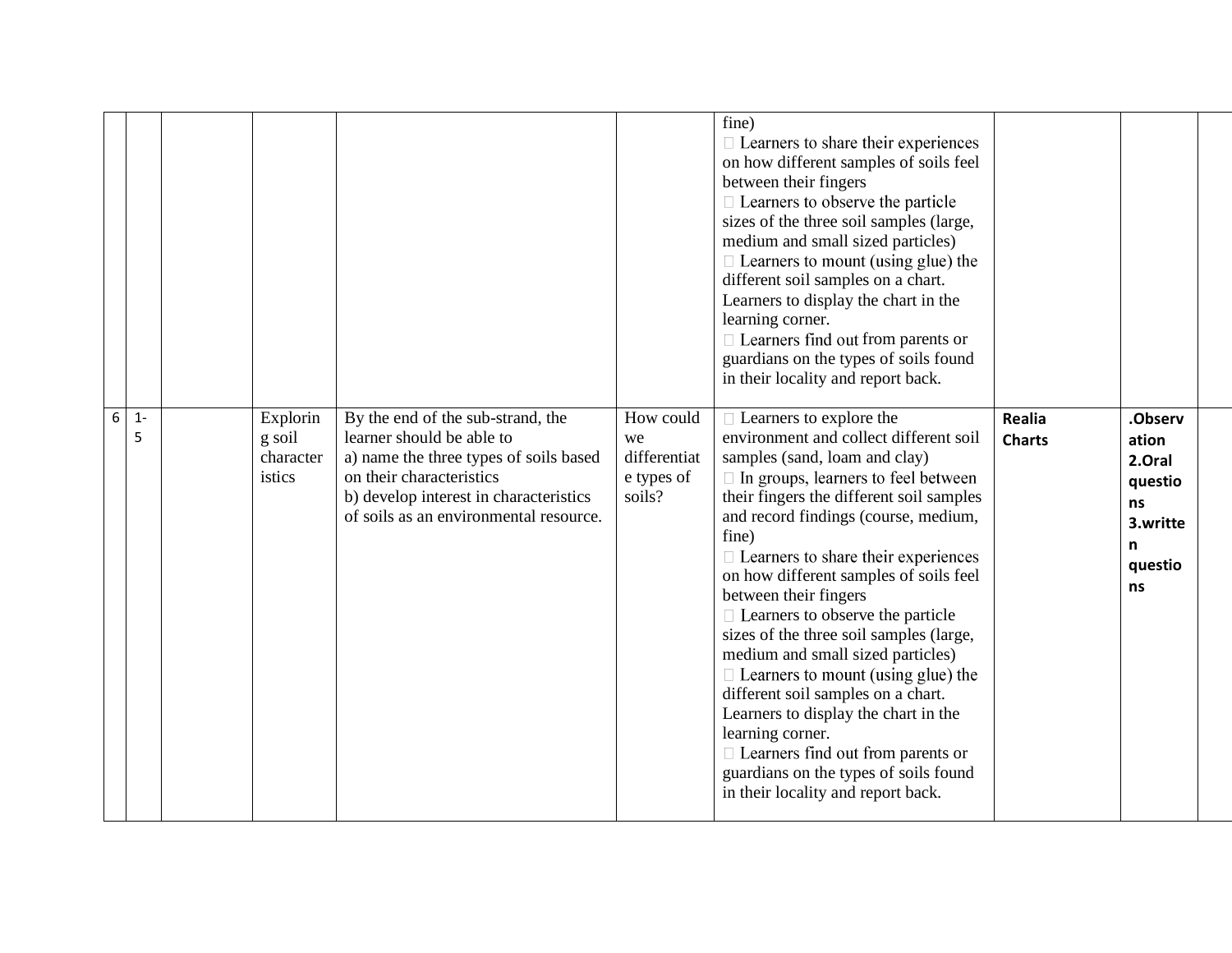| | | | | | | | | | |
|---|---|---|---|---|---|---|---|---|---|
| | | | | | | fine)<br> Learners to share their experiences on how different samples of soils feel between their fingers<br> Learners to observe the particle sizes of the three soil samples (large, medium and small sized particles)<br> Learners to mount (using glue) the different soil samples on a chart. Learners to display the chart in the learning corner.<br> Learners find out from parents or guardians on the types of soils found in their locality and report back. | | | |
| 6 | 1-5 | | Exploring soil characteristics | By the end of the sub-strand, the learner should be able to<br>a) name the three types of soils based on their characteristics<br>b) develop interest in characteristics of soils as an environmental resource. | How could we differentiate types of soils? |  Learners to explore the environment and collect different soil samples (sand, loam and clay)<br> In groups, learners to feel between their fingers the different soil samples and record findings (course, medium, fine)<br> Learners to share their experiences on how different samples of soils feel between their fingers<br> Learners to observe the particle sizes of the three soil samples (large, medium and small sized particles)<br> Learners to mount (using glue) the different soil samples on a chart. Learners to display the chart in the learning corner.<br> Learners find out from parents or guardians on the types of soils found in their locality and report back. | **Realia**<br>**Charts** | **.Observation**<br>**2.Oral questions**<br>**3.written questions** | |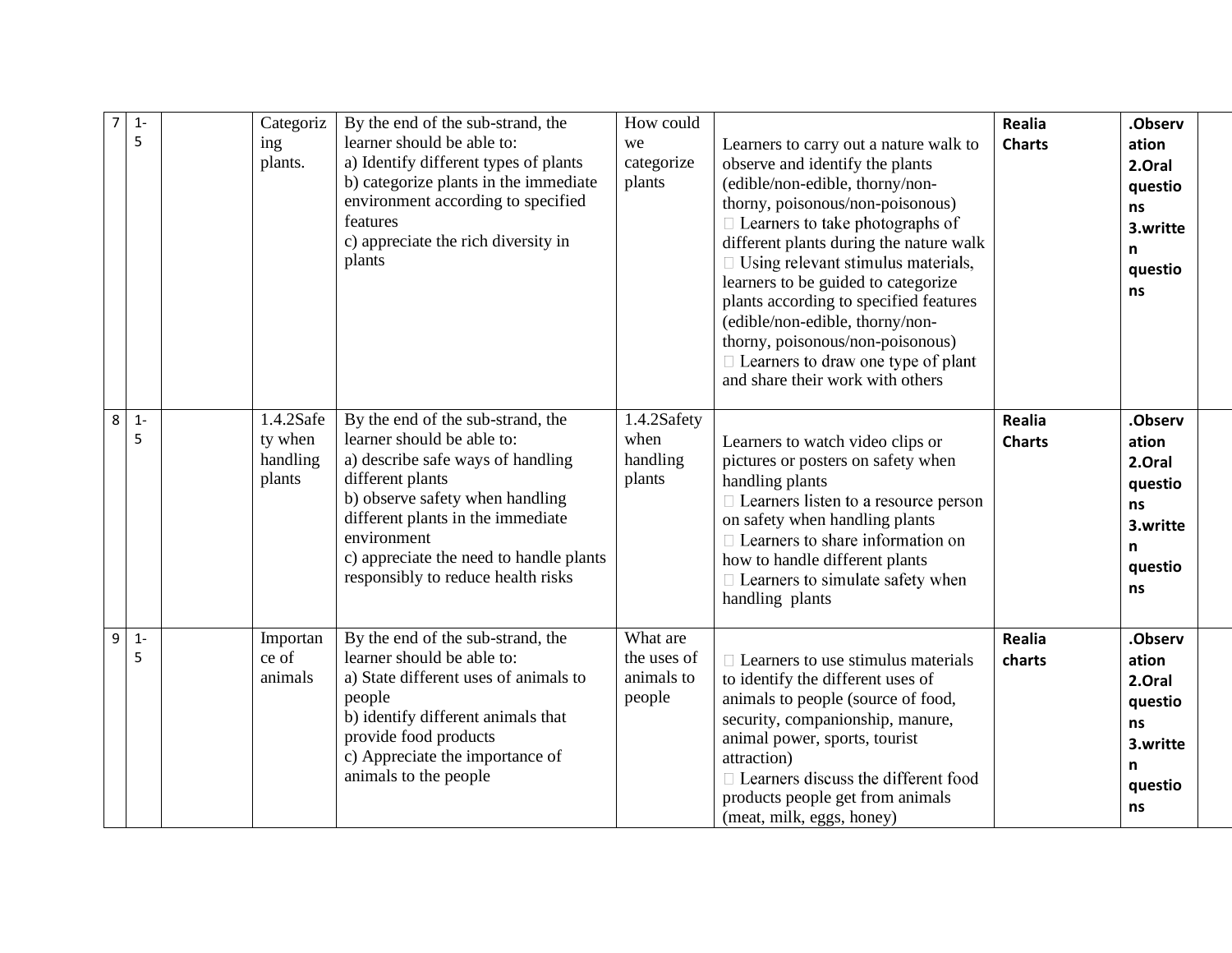| 7 | 1-5 | | Categorizing plants. | By the end of the sub-strand, the learner should be able to:<br>a) Identify different types of plants<br>b) categorize plants in the immediate environment according to specified features<br>c) appreciate the rich diversity in plants | How could we categorize plants | Learners to carry out a nature walk to observe and identify the plants (edible/non-edible, thorny/non-thorny, poisonous/non-poisonous)<br> Learners to take photographs of different plants during the nature walk<br> Using relevant stimulus materials, learners to be guided to categorize plants according to specified features (edible/non-edible, thorny/non-thorny, poisonous/non-poisonous)<br> Learners to draw one type of plant and share their work with others | **Realia Charts** | **.Observation 2.Oral questions 3.written questions** | |
|---|---|---|---|---|---|---|---|---|---|
| 8 | 1-5 | | 1.4.2Safety when handling plants | By the end of the sub-strand, the learner should be able to:<br>a) describe safe ways of handling different plants<br>b) observe safety when handling different plants in the immediate environment<br>c) appreciate the need to handle plants responsibly to reduce health risks | 1.4.2Safety when handling plants | Learners to watch video clips or pictures or posters on safety when handling plants<br> Learners listen to a resource person on safety when handling plants<br> Learners to share information on how to handle different plants<br> Learners to simulate safety when handling plants | **Realia Charts** | **.Observation 2.Oral questions 3.written questions** | |
| 9 | 1-5 | | Importance of animals | By the end of the sub-strand, the learner should be able to:<br>a) State different uses of animals to people<br>b) identify different animals that provide food products<br>c) Appreciate the importance of animals to the people | What are the uses of animals to people | Learners to use stimulus materials to identify the different uses of animals to people (source of food, security, companionship, manure, animal power, sports, tourist attraction)<br> Learners discuss the different food products people get from animals (meat, milk, eggs, honey) | **Realia charts** | **.Observation 2.Oral questions 3.written questions** | |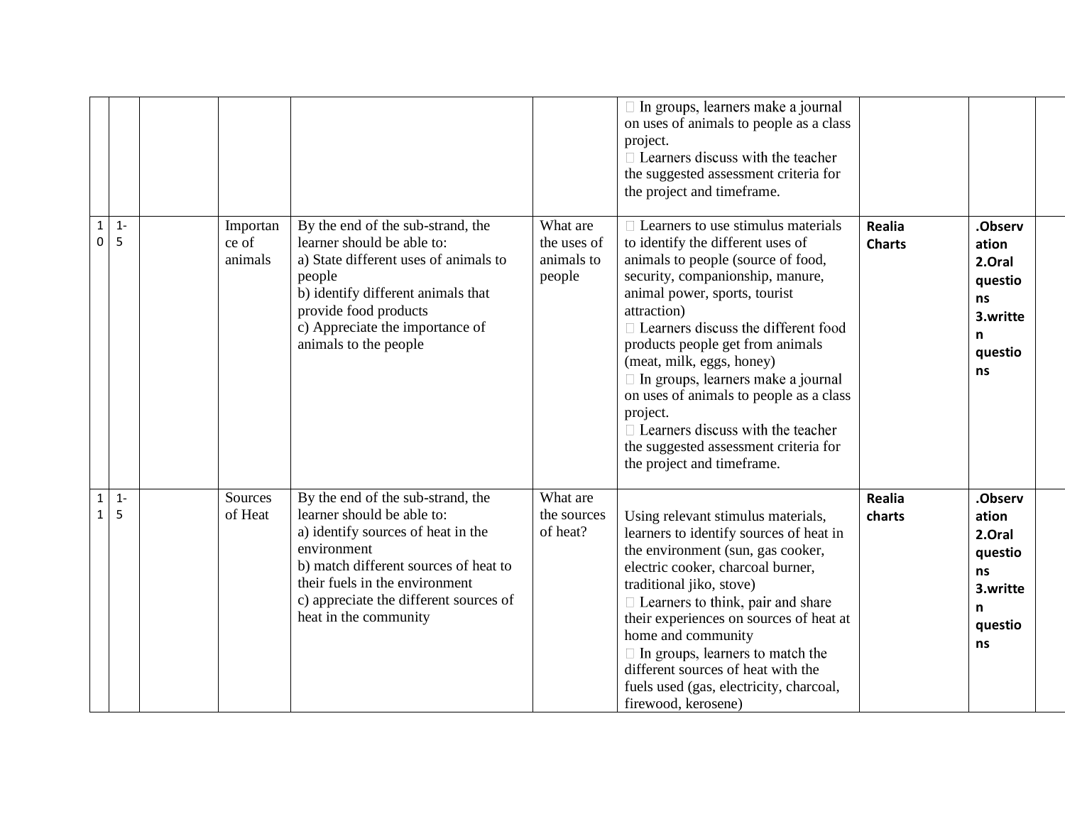| | | | | | | | | | |
|---|---|---|---|---|---|---|---|---|---|
| | | | | | | In groups, learners make a journal on uses of animals to people as a class project.<br>Learners discuss with the teacher the suggested assessment criteria for the project and timeframe. | | | |
| 10 | 1-5 | | Importance of animals | By the end of the sub-strand, the learner should be able to:<br>a) State different uses of animals to people<br>b) identify different animals that provide food products<br>c) Appreciate the importance of animals to the people | What are the uses of animals to people | Learners to use stimulus materials to identify the different uses of animals to people (source of food, security, companionship, manure, animal power, sports, tourist attraction)<br>Learners discuss the different food products people get from animals (meat, milk, eggs, honey)<br>In groups, learners make a journal on uses of animals to people as a class project.<br>Learners discuss with the teacher the suggested assessment criteria for the project and timeframe. | **Realia Charts** | **.Observation 2.Oral questions 3.written questions** | |
| 11 | 1-5 | | Sources of Heat | By the end of the sub-strand, the learner should be able to:<br>a) identify sources of heat in the environment<br>b) match different sources of heat to their fuels in the environment<br>c) appreciate the different sources of heat in the community | What are the sources of heat? | Using relevant stimulus materials, learners to identify sources of heat in the environment (sun, gas cooker, electric cooker, charcoal burner, traditional jiko, stove)<br>Learners to think, pair and share their experiences on sources of heat at home and community<br>In groups, learners to match the different sources of heat with the fuels used (gas, electricity, charcoal, firewood, kerosene) | **Realia charts** | **.Observation 2.Oral questions 3.written questions** | |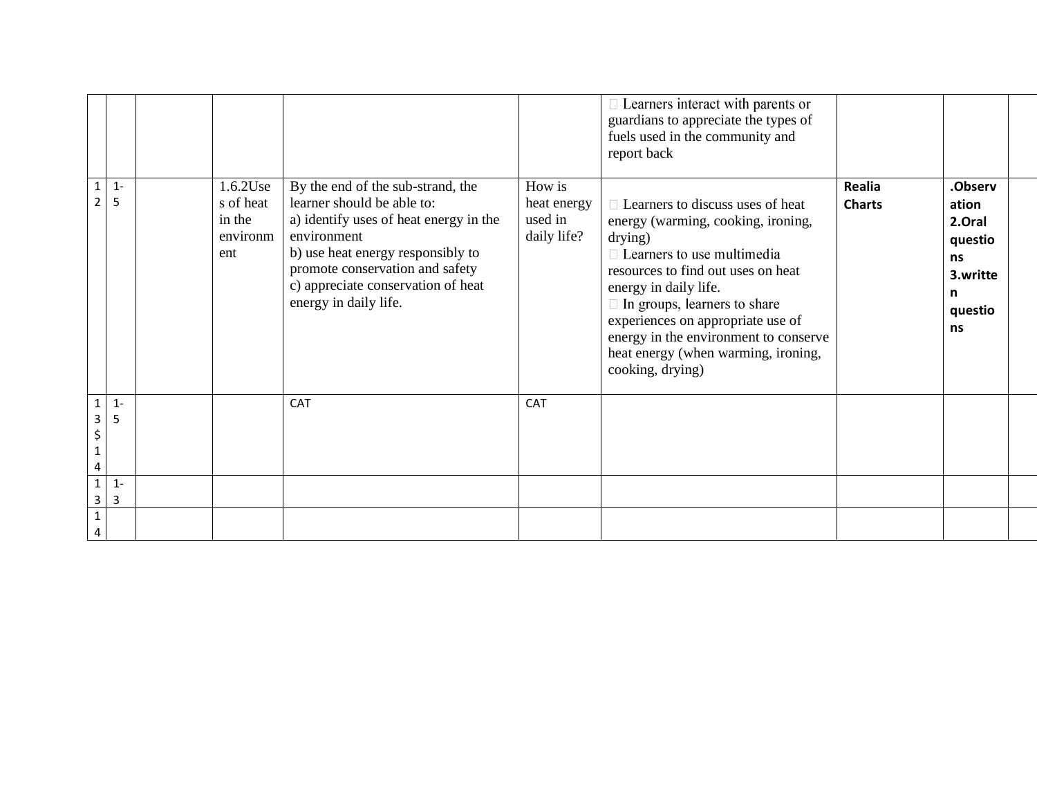| | | | | | | | | | |
|---|---|---|---|---|---|---|---|---|---|
| | | | | | | Learners interact with parents or guardians to appreciate the types of fuels used in the community and report back | | | |
| 12 | 1-5 | | 1.6.2Uses of heat in the environment | By the end of the sub-strand, the learner should be able to:<br>a) identify uses of heat energy in the environment<br>b) use heat energy responsibly to promote conservation and safety<br>c) appreciate conservation of heat energy in daily life. | How is heat energy used in daily life? | Learners to discuss uses of heat energy (warming, cooking, ironing, drying)<br>Learners to use multimedia resources to find out uses on heat energy in daily life.<br>In groups, learners to share experiences on appropriate use of energy in the environment to conserve heat energy (when warming, ironing, cooking, drying) | **Realia Charts** | **.Observation 2.Oral questions 3.written questions** | |
| 13$14 | 1-5 | | | CAT | CAT | | | | |
| 13 | 1-3 | | | | | | | | |
| 14 | | | | | | | | | |